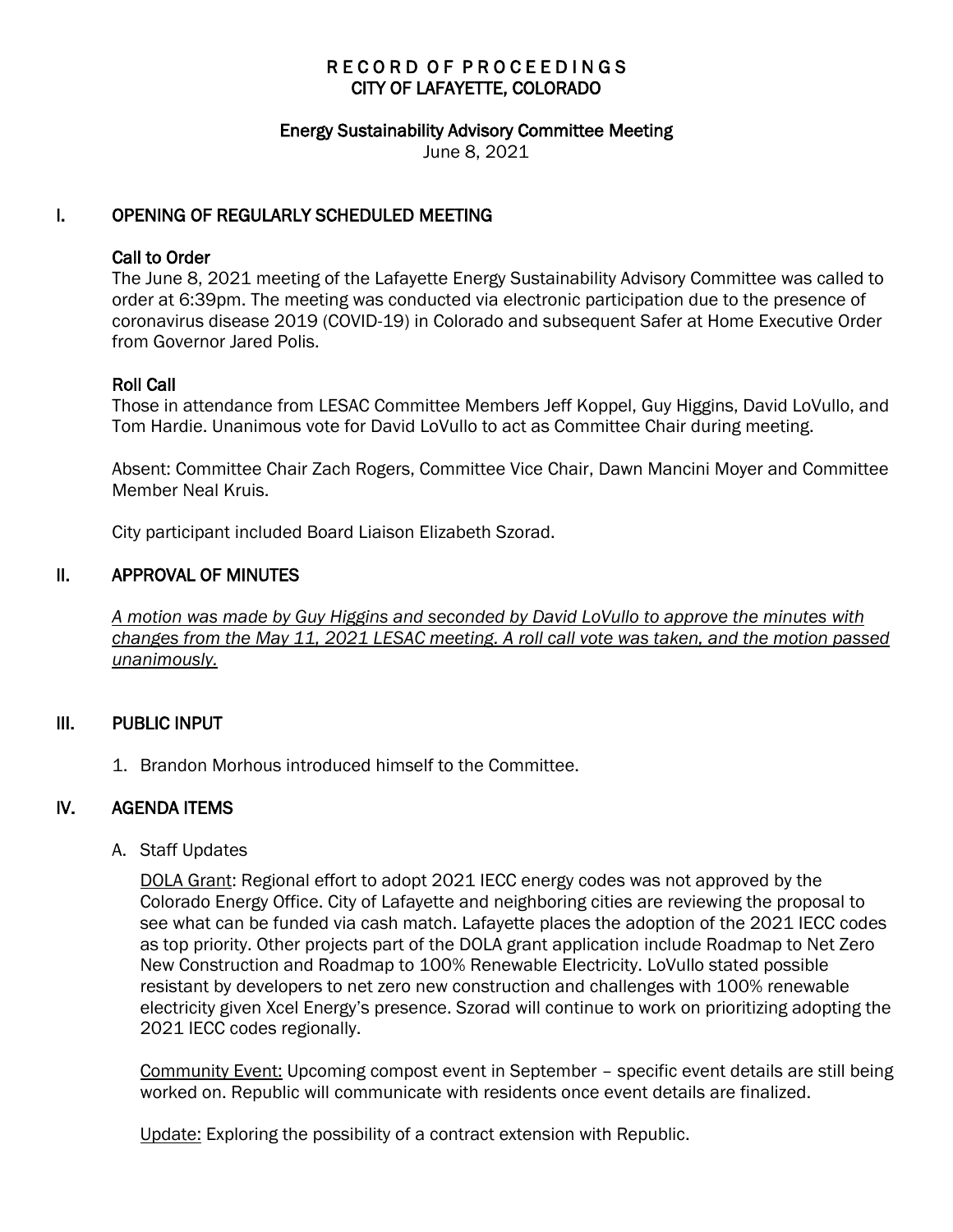# RECORD OF PROCEEDINGS
# CITY OF LAFAYETTE, COLORADO

## Energy Sustainability Advisory Committee Meeting

June 8, 2021

## I. OPENING OF REGULARLY SCHEDULED MEETING

### Call to Order

The June 8, 2021 meeting of the Lafayette Energy Sustainability Advisory Committee was called to order at 6:39pm. The meeting was conducted via electronic participation due to the presence of coronavirus disease 2019 (COVID-19) in Colorado and subsequent Safer at Home Executive Order from Governor Jared Polis.

### Roll Call

Those in attendance from LESAC Committee Members Jeff Koppel, Guy Higgins, David LoVullo, and Tom Hardie. Unanimous vote for David LoVullo to act as Committee Chair during meeting.

Absent: Committee Chair Zach Rogers, Committee Vice Chair, Dawn Mancini Moyer and Committee Member Neal Kruis.

City participant included Board Liaison Elizabeth Szorad.

## II. APPROVAL OF MINUTES

*A motion was made by Guy Higgins and seconded by David LoVullo to approve the minutes with changes from the May 11, 2021 LESAC meeting. A roll call vote was taken, and the motion passed unanimously.*

## III. PUBLIC INPUT

1. Brandon Morhous introduced himself to the Committee.

## IV. AGENDA ITEMS

A. Staff Updates

DOLA Grant: Regional effort to adopt 2021 IECC energy codes was not approved by the Colorado Energy Office. City of Lafayette and neighboring cities are reviewing the proposal to see what can be funded via cash match. Lafayette places the adoption of the 2021 IECC codes as top priority. Other projects part of the DOLA grant application include Roadmap to Net Zero New Construction and Roadmap to 100% Renewable Electricity. LoVullo stated possible resistant by developers to net zero new construction and challenges with 100% renewable electricity given Xcel Energy's presence. Szorad will continue to work on prioritizing adopting the 2021 IECC codes regionally.

Community Event: Upcoming compost event in September – specific event details are still being worked on. Republic will communicate with residents once event details are finalized.

Update: Exploring the possibility of a contract extension with Republic.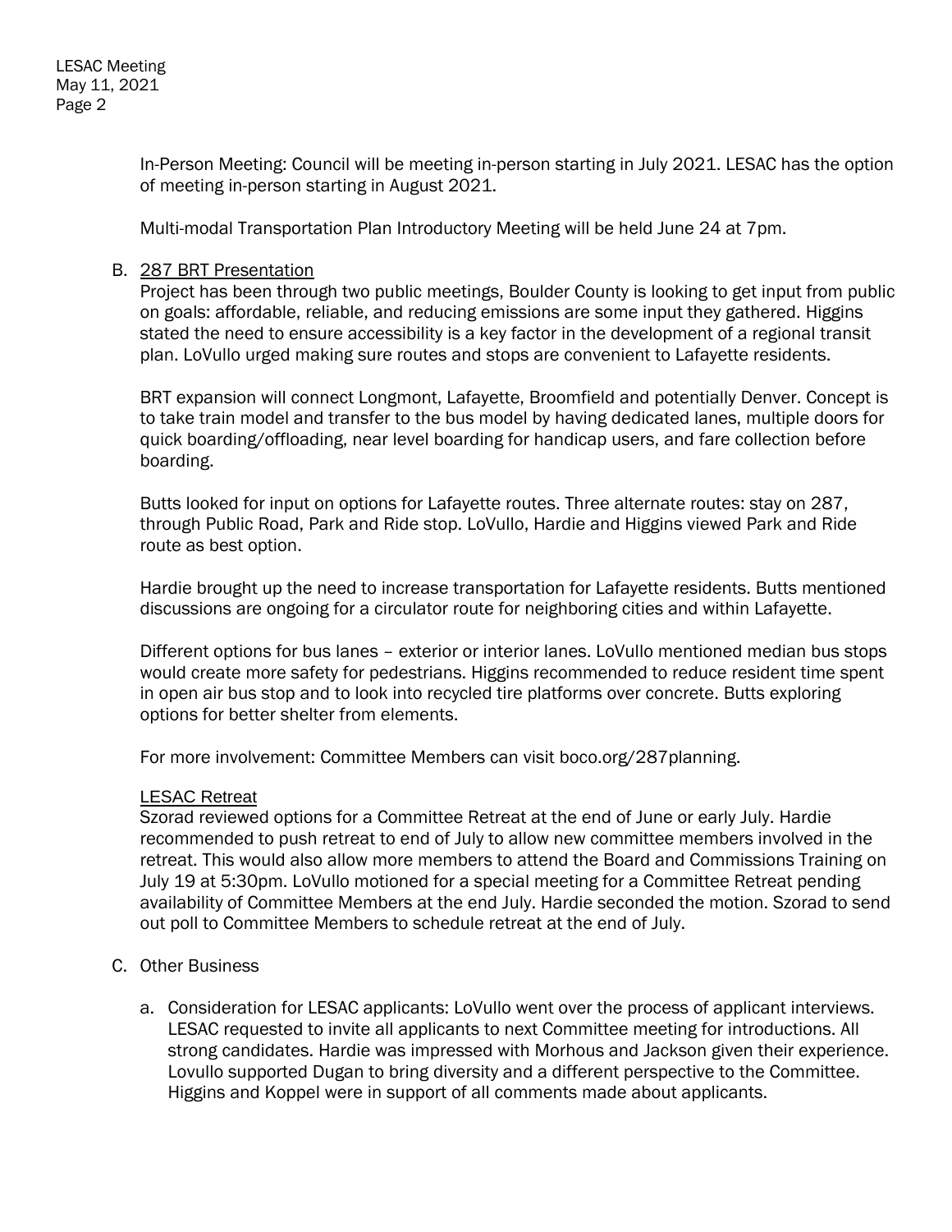In-Person Meeting: Council will be meeting in-person starting in July 2021. LESAC has the option of meeting in-person starting in August 2021.

Multi-modal Transportation Plan Introductory Meeting will be held June 24 at 7pm.

B. <u>287 BRT Presentation</u>
   Project has been through two public meetings, Boulder County is looking to get input from public on goals: affordable, reliable, and reducing emissions are some input they gathered. Higgins stated the need to ensure accessibility is a key factor in the development of a regional transit plan. LoVullo urged making sure routes and stops are convenient to Lafayette residents.

   BRT expansion will connect Longmont, Lafayette, Broomfield and potentially Denver. Concept is to take train model and transfer to the bus model by having dedicated lanes, multiple doors for quick boarding/offloading, near level boarding for handicap users, and fare collection before boarding.

   Butts looked for input on options for Lafayette routes. Three alternate routes: stay on 287, through Public Road, Park and Ride stop. LoVullo, Hardie and Higgins viewed Park and Ride route as best option.

   Hardie brought up the need to increase transportation for Lafayette residents. Butts mentioned discussions are ongoing for a circulator route for neighboring cities and within Lafayette.

   Different options for bus lanes – exterior or interior lanes. LoVullo mentioned median bus stops would create more safety for pedestrians. Higgins recommended to reduce resident time spent in open air bus stop and to look into recycled tire platforms over concrete. Butts exploring options for better shelter from elements.

   For more involvement: Committee Members can visit boco.org/287planning.

   <u>LESAC Retreat</u>
   Szorad reviewed options for a Committee Retreat at the end of June or early July. Hardie recommended to push retreat to end of July to allow new committee members involved in the retreat. This would also allow more members to attend the Board and Commissions Training on July 19 at 5:30pm. LoVullo motioned for a special meeting for a Committee Retreat pending availability of Committee Members at the end July. Hardie seconded the motion. Szorad to send out poll to Committee Members to schedule retreat at the end of July.

C. Other Business

   a. Consideration for LESAC applicants: LoVullo went over the process of applicant interviews. LESAC requested to invite all applicants to next Committee meeting for introductions. All strong candidates. Hardie was impressed with Morhous and Jackson given their experience. Lovullo supported Dugan to bring diversity and a different perspective to the Committee. Higgins and Koppel were in support of all comments made about applicants.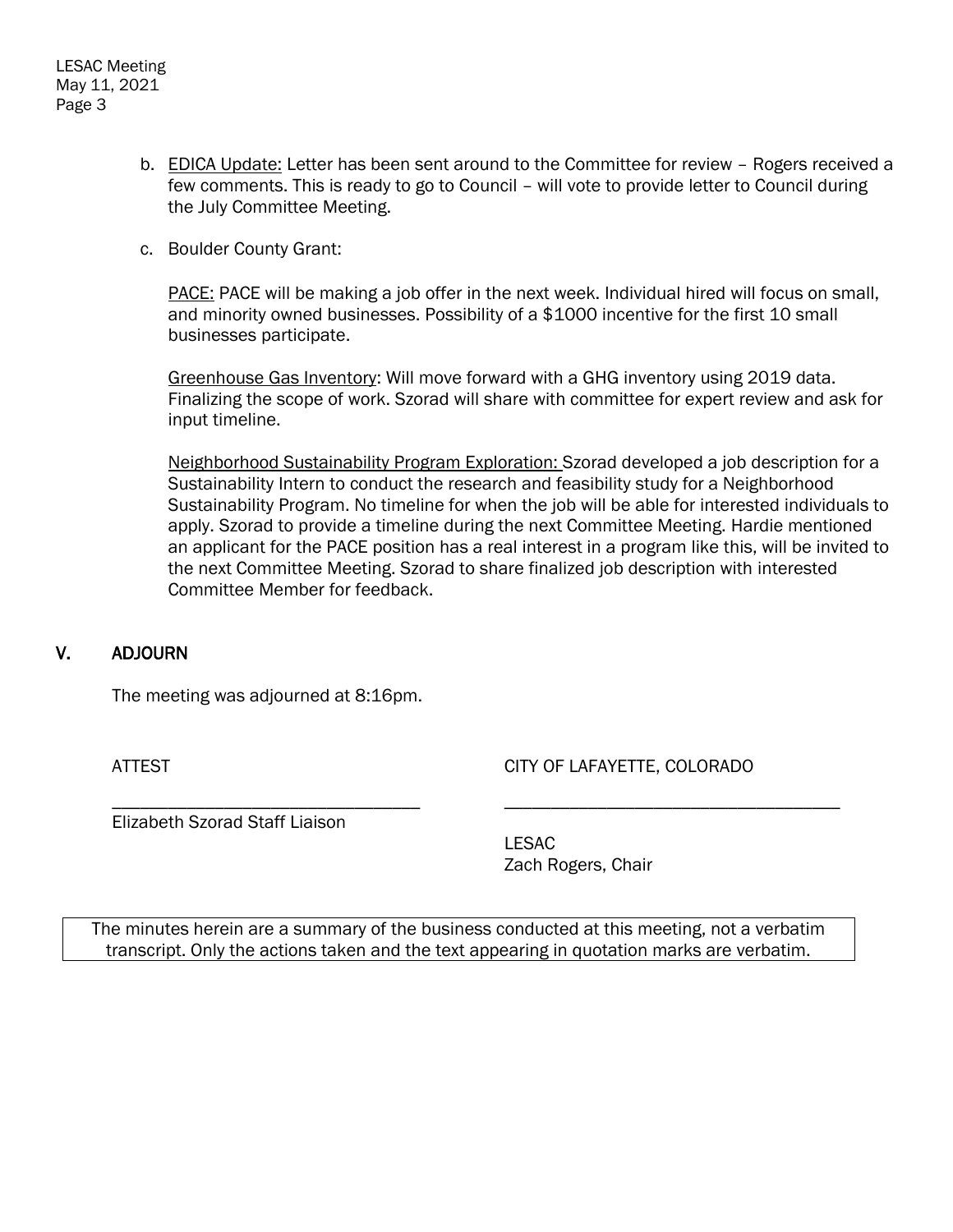b. EDICA Update: Letter has been sent around to the Committee for review – Rogers received a few comments. This is ready to go to Council – will vote to provide letter to Council during the July Committee Meeting.

c. Boulder County Grant:

PACE: PACE will be making a job offer in the next week. Individual hired will focus on small, and minority owned businesses. Possibility of a $1000 incentive for the first 10 small businesses participate.

Greenhouse Gas Inventory: Will move forward with a GHG inventory using 2019 data. Finalizing the scope of work. Szorad will share with committee for expert review and ask for input timeline.

Neighborhood Sustainability Program Exploration: Szorad developed a job description for a Sustainability Intern to conduct the research and feasibility study for a Neighborhood Sustainability Program. No timeline for when the job will be able for interested individuals to apply. Szorad to provide a timeline during the next Committee Meeting. Hardie mentioned an applicant for the PACE position has a real interest in a program like this, will be invited to the next Committee Meeting. Szorad to share finalized job description with interested Committee Member for feedback.

## V. ADJOURN

The meeting was adjourned at 8:16pm.

ATTEST

\_\_\_\_\_\_\_\_\_\_\_\_\_\_\_\_\_\_\_\_\_\_\_\_\_\_\_\_\_\_\_\_

Elizabeth Szorad Staff Liaison

CITY OF LAFAYETTE, COLORADO

\_\_\_\_\_\_\_\_\_\_\_\_\_\_\_\_\_\_\_\_\_\_\_\_\_\_\_\_\_\_\_\_

LESAC
Zach Rogers, Chair

The minutes herein are a summary of the business conducted at this meeting, not a verbatim transcript. Only the actions taken and the text appearing in quotation marks are verbatim.